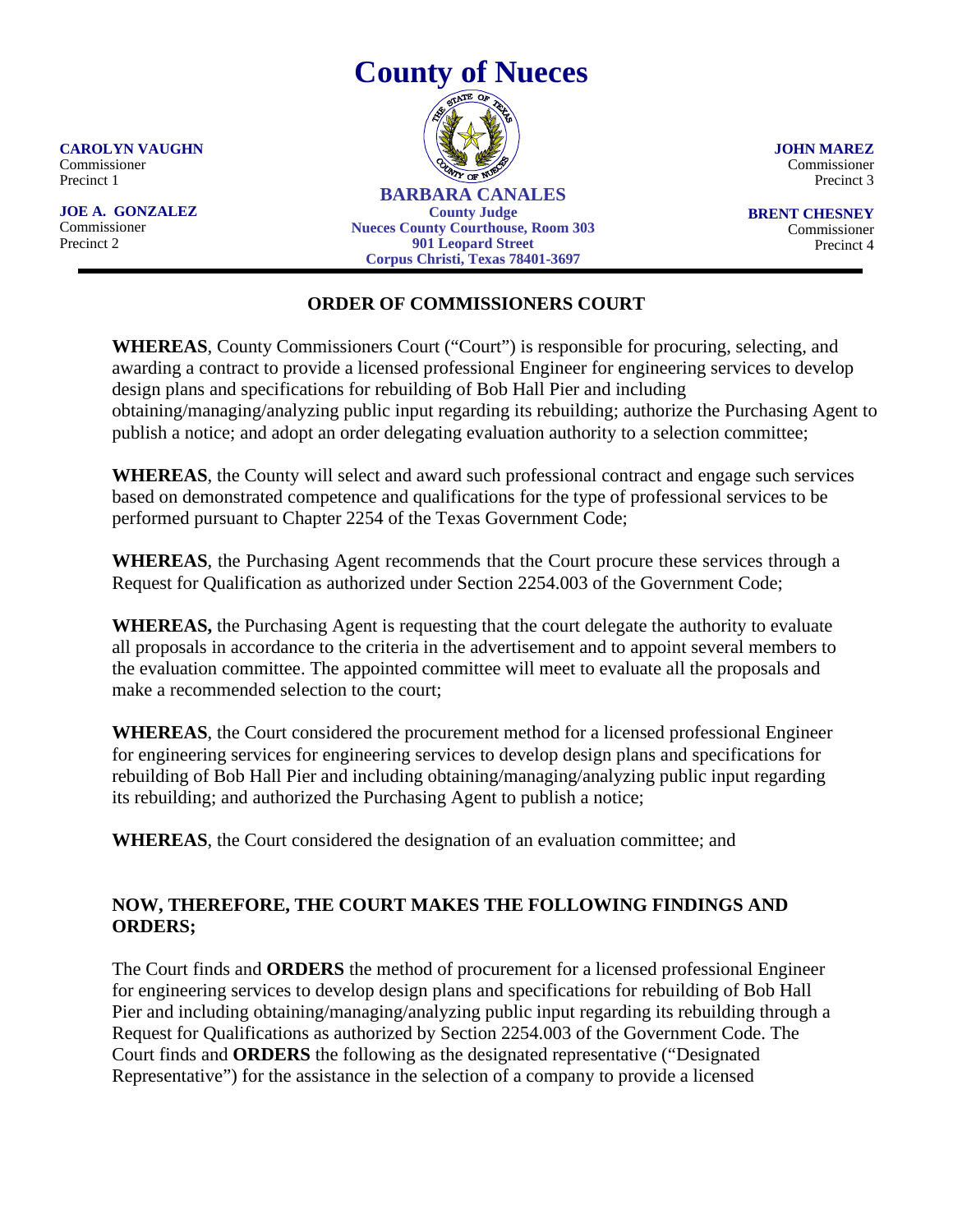# County of Nueces

**CAROLYN VAUGHN**
Commissioner
Precinct 1

**JOE A. GONZALEZ**
Commissioner
Precinct 2

**BARBARA CANALES**
**County Judge**
**Nueces County Courthouse, Room 303**
**901 Leopard Street**
**Corpus Christi, Texas 78401-3697**

**JOHN MAREZ**
Commissioner
Precinct 3

**BRENT CHESNEY**
Commissioner
Precinct 4

## ORDER OF COMMISSIONERS COURT

**WHEREAS**, County Commissioners Court ("Court") is responsible for procuring, selecting, and awarding a contract to provide a licensed professional Engineer for engineering services to develop design plans and specifications for rebuilding of Bob Hall Pier and including obtaining/managing/analyzing public input regarding its rebuilding; authorize the Purchasing Agent to publish a notice; and adopt an order delegating evaluation authority to a selection committee;

**WHEREAS**, the County will select and award such professional contract and engage such services based on demonstrated competence and qualifications for the type of professional services to be performed pursuant to Chapter 2254 of the Texas Government Code;

**WHEREAS**, the Purchasing Agent recommends that the Court procure these services through a Request for Qualification as authorized under Section 2254.003 of the Government Code;

**WHEREAS,** the Purchasing Agent is requesting that the court delegate the authority to evaluate all proposals in accordance to the criteria in the advertisement and to appoint several members to the evaluation committee. The appointed committee will meet to evaluate all the proposals and make a recommended selection to the court;

**WHEREAS**, the Court considered the procurement method for a licensed professional Engineer for engineering services for engineering services to develop design plans and specifications for rebuilding of Bob Hall Pier and including obtaining/managing/analyzing public input regarding its rebuilding; and authorized the Purchasing Agent to publish a notice;

**WHEREAS**, the Court considered the designation of an evaluation committee; and

**NOW, THEREFORE, THE COURT MAKES THE FOLLOWING FINDINGS AND ORDERS;**

The Court finds and **ORDERS** the method of procurement for a licensed professional Engineer for engineering services to develop design plans and specifications for rebuilding of Bob Hall Pier and including obtaining/managing/analyzing public input regarding its rebuilding through a Request for Qualifications as authorized by Section 2254.003 of the Government Code. The Court finds and **ORDERS** the following as the designated representative ("Designated Representative") for the assistance in the selection of a company to provide a licensed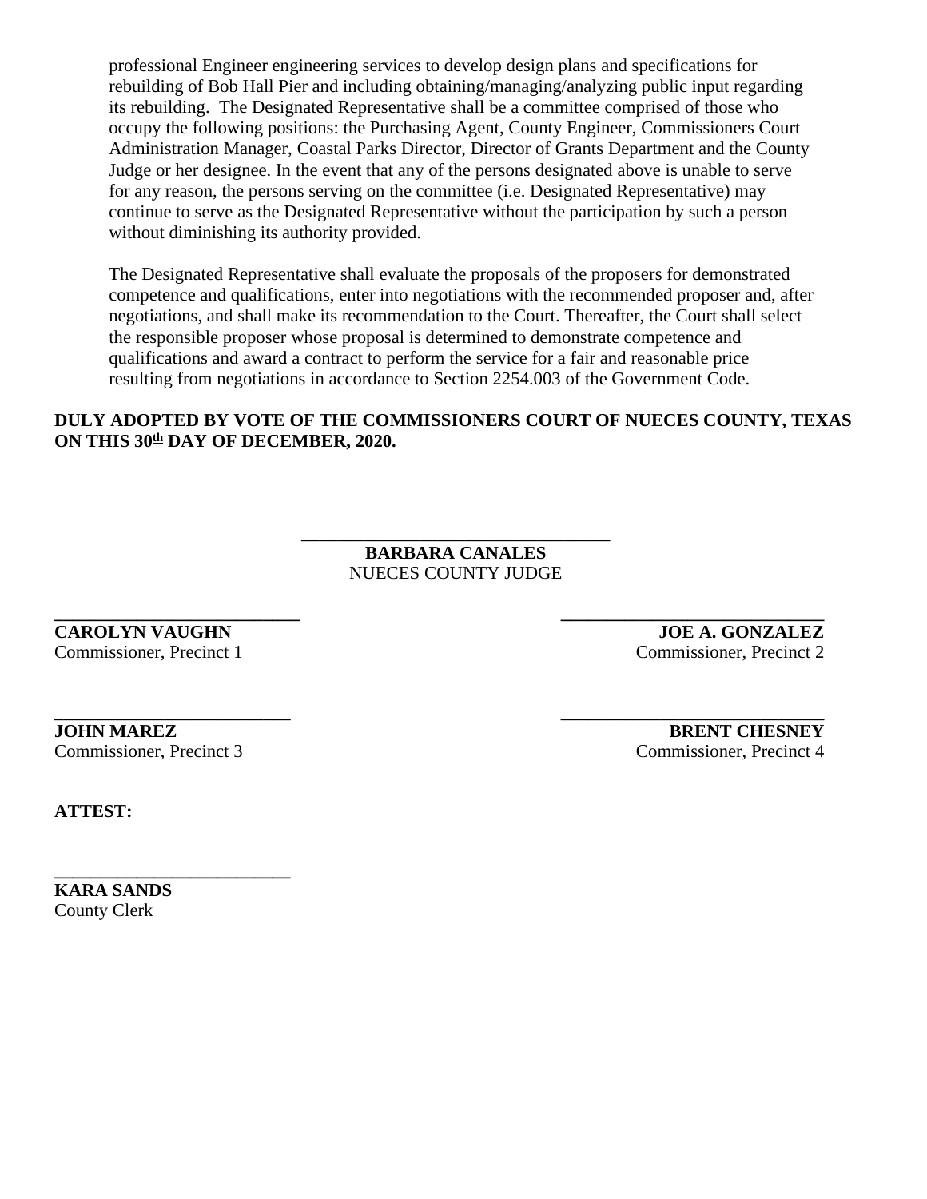professional Engineer engineering services to develop design plans and specifications for rebuilding of Bob Hall Pier and including obtaining/managing/analyzing public input regarding its rebuilding. The Designated Representative shall be a committee comprised of those who occupy the following positions: the Purchasing Agent, County Engineer, Commissioners Court Administration Manager, Coastal Parks Director, Director of Grants Department and the County Judge or her designee. In the event that any of the persons designated above is unable to serve for any reason, the persons serving on the committee (i.e. Designated Representative) may continue to serve as the Designated Representative without the participation by such a person without diminishing its authority provided.

The Designated Representative shall evaluate the proposals of the proposers for demonstrated competence and qualifications, enter into negotiations with the recommended proposer and, after negotiations, and shall make its recommendation to the Court. Thereafter, the Court shall select the responsible proposer whose proposal is determined to demonstrate competence and qualifications and award a contract to perform the service for a fair and reasonable price resulting from negotiations in accordance to Section 2254.003 of the Government Code.

**DULY ADOPTED BY VOTE OF THE COMMISSIONERS COURT OF NUECES COUNTY, TEXAS ON THIS 30th DAY OF DECEMBER, 2020.**

\_\_\_\_\_\_\_\_\_\_\_\_\_\_\_\_\_\_\_\_\_\_\_\_\_\_\_\_\_\_
**BARBARA CANALES**
NUECES COUNTY JUDGE

\_\_\_\_\_\_\_\_\_\_\_\_\_\_\_\_\_\_\_\_\_\_\_\_\_\_
**CAROLYN VAUGHN**
Commissioner, Precinct 1

\_\_\_\_\_\_\_\_\_\_\_\_\_\_\_\_\_\_\_\_\_\_\_\_\_\_
**JOE A. GONZALEZ**
Commissioner, Precinct 2

\_\_\_\_\_\_\_\_\_\_\_\_\_\_\_\_\_\_\_\_\_\_\_\_\_\_
**JOHN MAREZ**
Commissioner, Precinct 3

\_\_\_\_\_\_\_\_\_\_\_\_\_\_\_\_\_\_\_\_\_\_\_\_\_\_
**BRENT CHESNEY**
Commissioner, Precinct 4

**ATTEST:**

\_\_\_\_\_\_\_\_\_\_\_\_\_\_\_\_\_\_\_\_\_\_\_\_\_\_
**KARA SANDS**
County Clerk